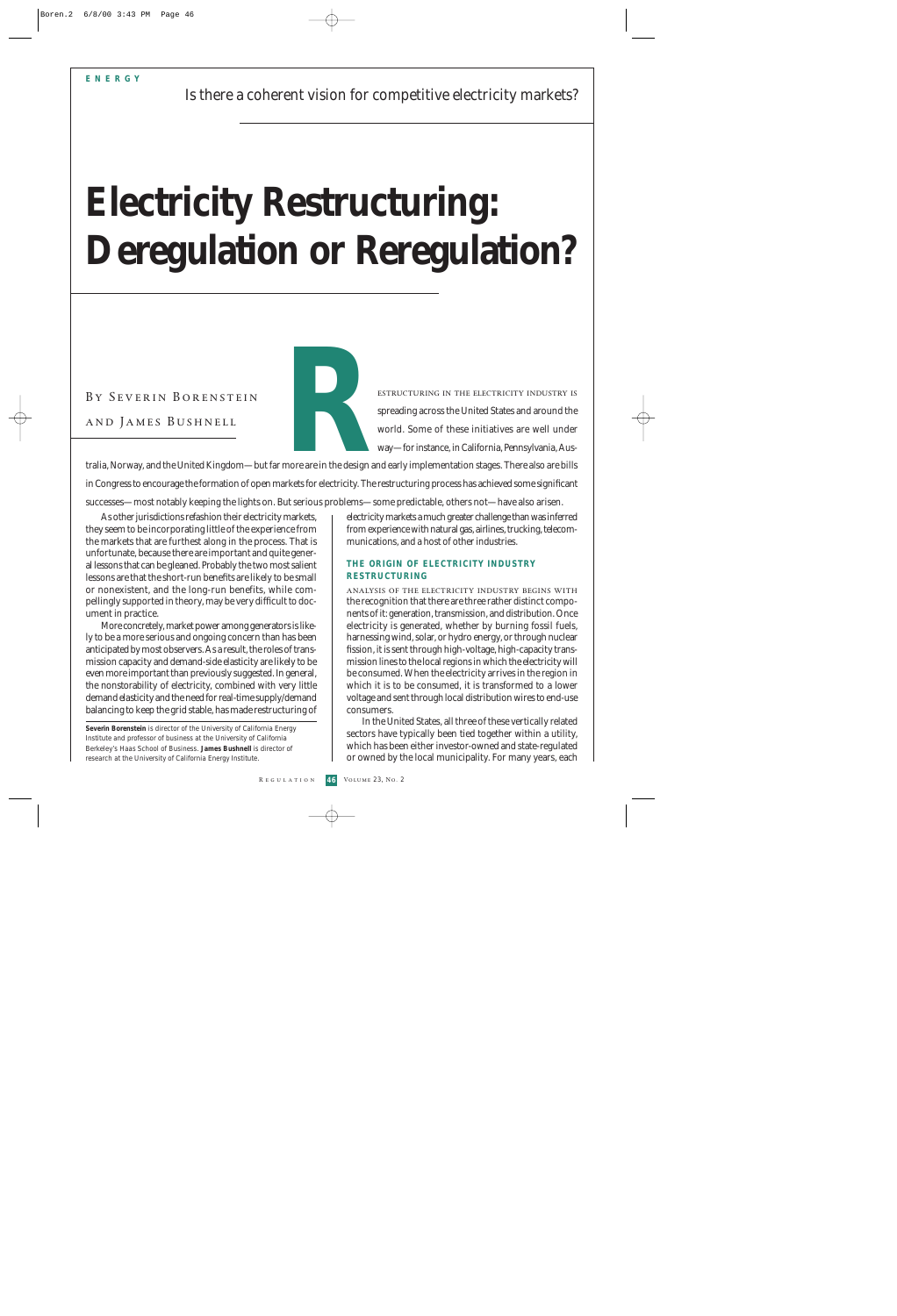**ENERGY**

Is there a coherent vision for competitive electricity markets?

# Electricity Restructuring: Deregulation or Reregulation?

By Severin Borenstein and James Bushnell

Restructuring in the electricity industry is spreading across the United States and around the world. Some of these initiatives are well under way—for instance, in California, Pennsylvania, Australia, Norway, and the United Kingdom—but far more are in the design and early implementation stages. There also are bills in Congress to encourage the formation of open markets for electricity. The restructuring process has achieved some significant successes—most notably keeping the lights on. But serious problems—some predictable, others not—have also arisen.

As other jurisdictions refashion their electricity markets, they seem to be incorporating little of the experience from the markets that are furthest along in the process. That is unfortunate, because there are important and quite general lessons that can be gleaned. Probably the two most salient lessons are that the short-run benefits are likely to be small or nonexistent, and the long-run benefits, while compellingly supported in theory, may be very difficult to document in practice.

More concretely, market power among generators is likely to be a more serious and ongoing concern than has been anticipated by most observers. As a result, the roles of transmission capacity and demand-side elasticity are likely to be even more important than previously suggested. In general, the nonstorability of electricity, combined with very little demand elasticity and the need for real-time supply/demand balancing to keep the grid stable, has made restructuring of electricity markets a much greater challenge than was inferred from experience with natural gas, airlines, trucking, telecommunications, and a host of other industries.

**Severin Borenstein** is director of the University of California Energy Institute and professor of business at the University of California Berkeley's Haas School of Business. **James Bushnell** is director of research at the University of California Energy Institute.

## THE ORIGIN OF ELECTRICITY INDUSTRY RESTRUCTURING

Analysis of the electricity industry begins with the recognition that there are three rather distinct components of it: generation, transmission, and distribution. Once electricity is generated, whether by burning fossil fuels, harnessing wind, solar, or hydro energy, or through nuclear fission, it is sent through high-voltage, high-capacity transmission lines to the local regions in which the electricity will be consumed. When the electricity arrives in the region in which it is to be consumed, it is transformed to a lower voltage and sent through local distribution wires to end-use consumers.

In the United States, all three of these vertically related sectors have typically been tied together within a utility, which has been either investor-owned and state-regulated or owned by the local municipality. For many years, each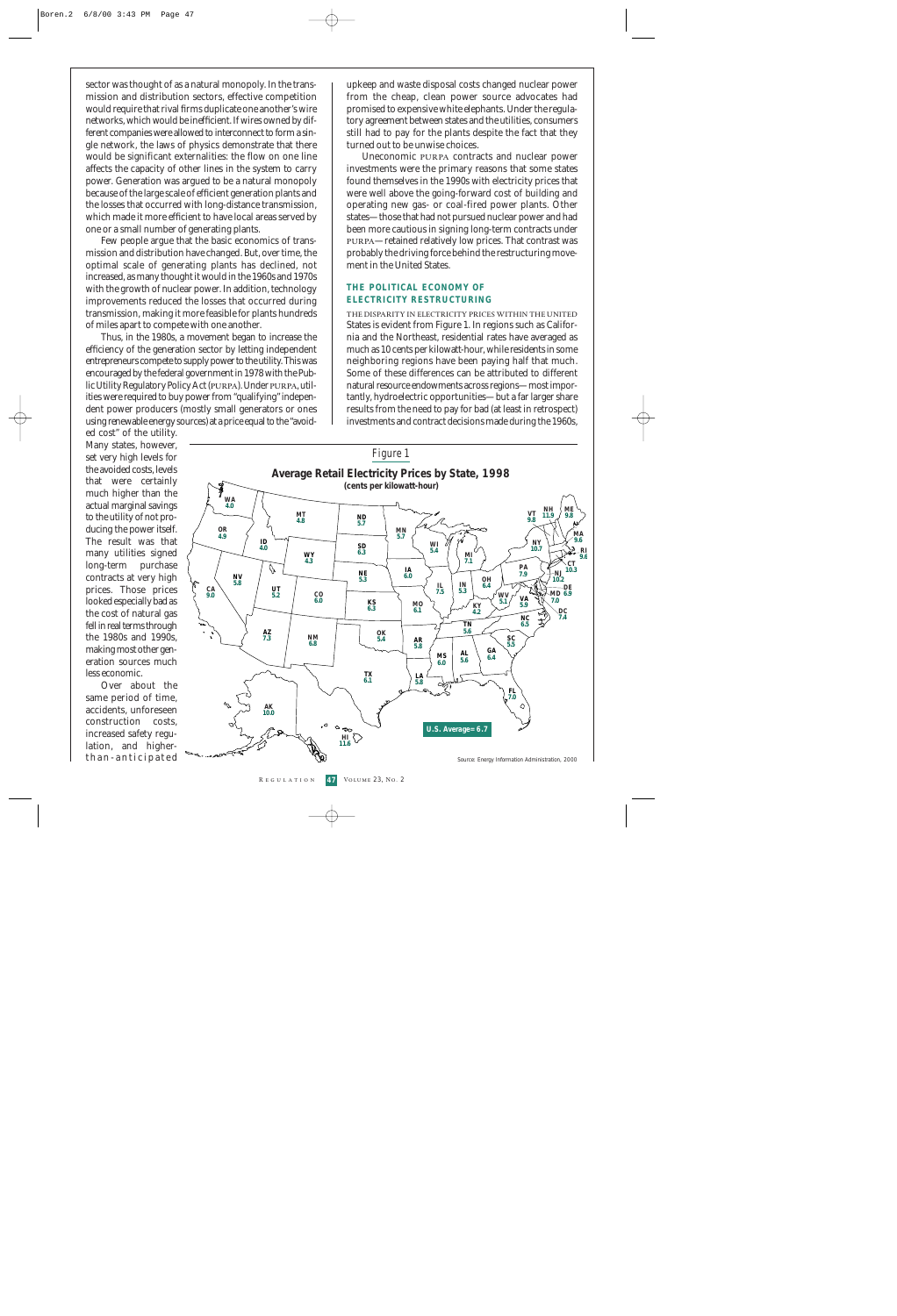sector was thought of as a natural monopoly. In the transmission and distribution sectors, effective competition would require that rival firms duplicate one another's wire networks, which would be inefficient. If wires owned by different companies were allowed to interconnect to form a single network, the laws of physics demonstrate that there would be significant externalities: the flow on one line affects the capacity of other lines in the system to carry power. Generation was argued to be a natural monopoly because of the large scale of efficient generation plants and the losses that occurred with long-distance transmission, which made it more efficient to have local areas served by one or a small number of generating plants.

Few people argue that the basic economics of transmission and distribution have changed. But, over time, the optimal scale of generating plants has declined, not increased, as many thought it would in the 1960s and 1970s with the growth of nuclear power. In addition, technology improvements reduced the losses that occurred during transmission, making it more feasible for plants hundreds of miles apart to compete with one another.

Thus, in the 1980s, a movement began to increase the efficiency of the generation sector by letting independent entrepreneurs compete to supply power to the utility. This was encouraged by the federal government in 1978 with the Public Utility Regulatory Policy Act (PURPA). Under PURPA, utilities were required to buy power from "qualifying" independent power producers (mostly small generators or ones using renewable energy sources) at a price equal to the "avoided cost" of the utility. Many states, however, set very high levels for the avoided costs, levels that were certainly much higher than the actual marginal savings to the utility of not producing the power itself. The result was that many utilities signed long-term purchase contracts at very high prices. Those prices looked especially bad as the cost of natural gas fell in real terms through the 1980s and 1990s, making most other generation sources much less economic.

Over about the same period of time, accidents, unforeseen construction costs, increased safety regulation, and higher-than-anticipated upkeep and waste disposal costs changed nuclear power from the cheap, clean power source advocates had promised to expensive white elephants. Under the regulatory agreement between states and the utilities, consumers still had to pay for the plants despite the fact that they turned out to be unwise choices.

Uneconomic PURPA contracts and nuclear power investments were the primary reasons that some states found themselves in the 1990s with electricity prices that were well above the going-forward cost of building and operating new gas- or coal-fired power plants. Other states—those that had not pursued nuclear power and had been more cautious in signing long-term contracts under PURPA—retained relatively low prices. That contrast was probably the driving force behind the restructuring movement in the United States.

### THE POLITICAL ECONOMY OF ELECTRICITY RESTRUCTURING

THE DISPARITY IN ELECTRICITY PRICES WITHIN THE UNITED States is evident from Figure 1. In regions such as California and the Northeast, residential rates have averaged as much as 10 cents per kilowatt-hour, while residents in some neighboring regions have been paying half that much. Some of these differences can be attributed to different natural resource endowments across regions—most importantly, hydroelectric opportunities—but a far larger share results from the need to pay for bad (at least in retrospect) investments and contract decisions made during the 1960s,

*Figure 1*

**Average Retail Electricity Prices by State, 1998**
**(cents per kilowatt-hour)**

U.S. Average= 6.7

Source: Energy Information Administration, 2000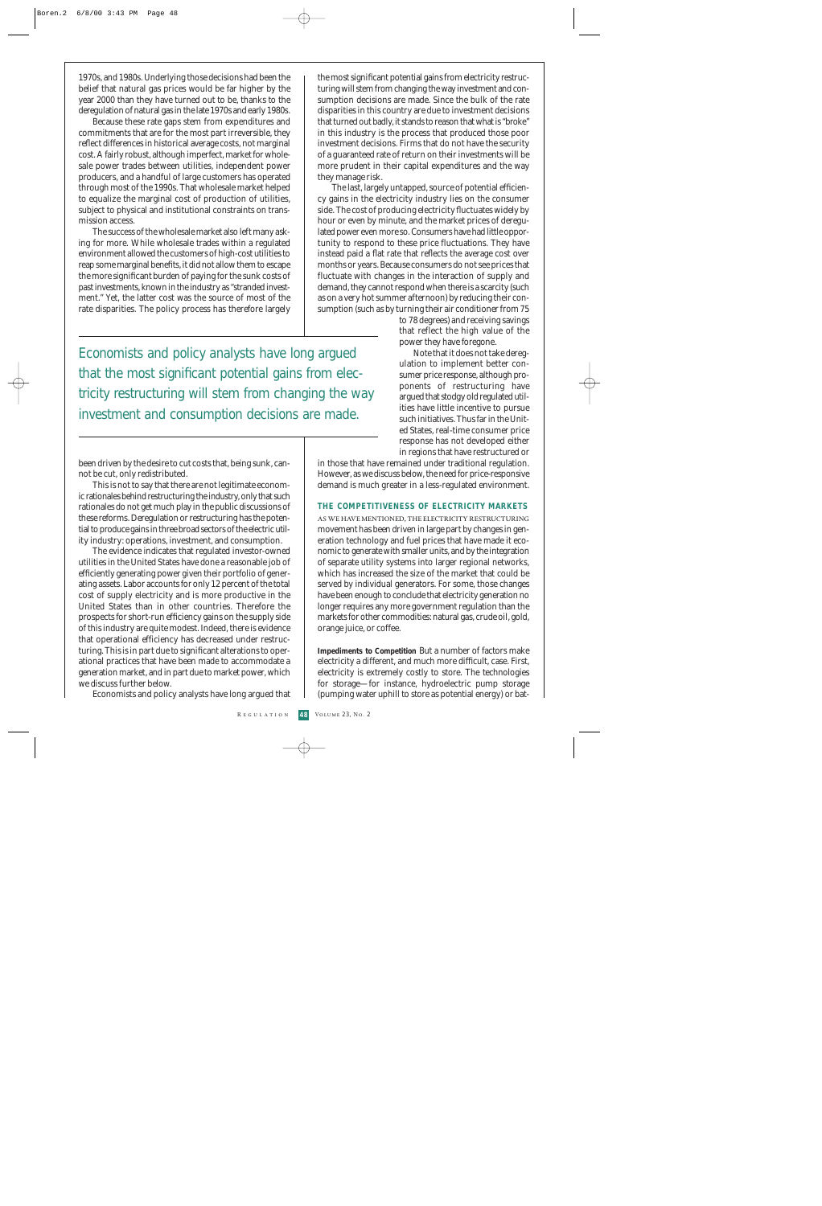1970s, and 1980s. Underlying those decisions had been the belief that natural gas prices would be far higher by the year 2000 than they have turned out to be, thanks to the deregulation of natural gas in the late 1970s and early 1980s.

Because these rate gaps stem from expenditures and commitments that are for the most part irreversible, they reflect differences in historical average costs, not marginal cost. A fairly robust, although imperfect, market for wholesale power trades between utilities, independent power producers, and a handful of large customers has operated through most of the 1990s. That wholesale market helped to equalize the marginal cost of production of utilities, subject to physical and institutional constraints on transmission access.

The success of the wholesale market also left many asking for more. While wholesale trades within a regulated environment allowed the customers of high-cost utilities to reap some marginal benefits, it did not allow them to escape the more significant burden of paying for the sunk costs of past investments, known in the industry as "stranded investment." Yet, the latter cost was the source of most of the rate disparities. The policy process has therefore largely been driven by the desire to cut costs that, being sunk, cannot be cut, only redistributed.

This is not to say that there are not legitimate economic rationales behind restructuring the industry, only that such rationales do not get much play in the public discussions of these reforms. Deregulation or restructuring has the potential to produce gains in three broad sectors of the electric utility industry: operations, investment, and consumption.

The evidence indicates that regulated investor-owned utilities in the United States have done a reasonable job of efficiently generating power given their portfolio of generating assets. Labor accounts for only 12 percent of the total cost of supply electricity and is more productive in the United States than in other countries. Therefore the prospects for short-run efficiency gains on the supply side of this industry are quite modest. Indeed, there is evidence that operational efficiency has decreased under restructuring. This is in part due to significant alterations to operational practices that have been made to accommodate a generation market, and in part due to market power, which we discuss further below.

Economists and policy analysts have long argued that the most significant potential gains from electricity restructuring will stem from changing the way investment and consumption decisions are made. Since the bulk of the rate disparities in this country are due to investment decisions that turned out badly, it stands to reason that what is "broke" in this industry is the process that produced those poor investment decisions. Firms that do not have the security of a guaranteed rate of return on their investments will be more prudent in their capital expenditures and the way they manage risk.

The last, largely untapped, source of potential efficiency gains in the electricity industry lies on the consumer side. The cost of producing electricity fluctuates widely by hour or even by minute, and the market prices of deregulated power even more so. Consumers have had little opportunity to respond to these price fluctuations. They have instead paid a flat rate that reflects the average cost over months or years. Because consumers do not see prices that fluctuate with changes in the interaction of supply and demand, they cannot respond when there is a scarcity (such as on a very hot summer afternoon) by reducing their consumption (such as by turning their air conditioner from 75 to 78 degrees) and receiving savings that reflect the high value of the power they have foregone.

> Economists and policy analysts have long argued that the most significant potential gains from electricity restructuring will stem from changing the way investment and consumption decisions are made.

Note that it does not take deregulation to implement better consumer price response, although proponents of restructuring have argued that stodgy old regulated utilities have little incentive to pursue such initiatives. Thus far in the United States, real-time consumer price response has not developed either in regions that have restructured or in those that have remained under traditional regulation. However, as we discuss below, the need for price-responsive demand is much greater in a less-regulated environment.

## THE COMPETITIVENESS OF ELECTRICITY MARKETS

AS WE HAVE MENTIONED, THE ELECTRICITY RESTRUCTURING movement has been driven in large part by changes in generation technology and fuel prices that have made it economic to generate with smaller units, and by the integration of separate utility systems into larger regional networks, which has increased the size of the market that could be served by individual generators. For some, those changes have been enough to conclude that electricity generation no longer requires any more government regulation than the markets for other commodities: natural gas, crude oil, gold, orange juice, or coffee.

**Impediments to Competition** But a number of factors make electricity a different, and much more difficult, case. First, electricity is extremely costly to store. The technologies for storage—for instance, hydroelectric pump storage (pumping water uphill to store as potential energy) or bat-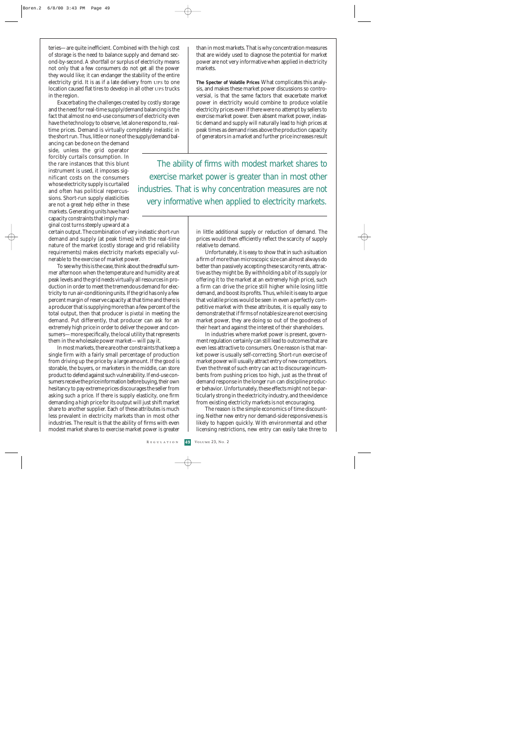teries—are quite inefficient. Combined with the high cost of storage is the need to balance supply and demand second-by-second. A shortfall or surplus of electricity means not only that a few consumers do not get all the power they would like; it can endanger the stability of the entire electricity grid. It is as if a late delivery from UPS to one location caused flat tires to develop in all other UPS trucks in the region.

Exacerbating the challenges created by costly storage and the need for real-time supply/demand balancing is the fact that almost no end-use consumers of electricity even have the technology to observe, let alone respond to, real-time prices. Demand is virtually completely inelastic in the short run. Thus, little or none of the supply/demand balancing can be done on the demand side, unless the grid operator forcibly curtails consumption. In the rare instances that this blunt instrument is used, it imposes significant costs on the consumers whose electricity supply is curtailed and often has political repercussions. Short-run supply elasticities are not a great help either in these markets. Generating units have hard capacity constraints that imply marginal cost turns steeply upward at a certain output. The combination of very inelastic short-run demand and supply (at peak times) with the real-time nature of the market (costly storage and grid reliability requirements) makes electricity markets especially vulnerable to the exercise of market power.

To see why this is the case, think about the dreadful summer afternoon when the temperature and humidity are at peak levels and the grid needs virtually all resources in production in order to meet the tremendous demand for electricity to run air-conditioning units. If the grid has only a few percent margin of reserve capacity at that time and there is a producer that is supplying more than a few percent of the total output, then that producer is *pivotal* in meeting the demand. Put differently, that producer can ask for an extremely high price in order to deliver the power and consumers—more specifically, the local utility that represents them in the wholesale power market—will pay it.

In most markets, there are other constraints that keep a single firm with a fairly small percentage of production from driving up the price by a large amount. If the good is storable, the buyers, or marketers in the middle, can store product to defend against such vulnerability. If end-use consumers receive the price information before buying, their own hesitancy to pay extreme prices discourages the seller from asking such a price. If there is supply elasticity, one firm demanding a high price for its output will just shift market share to another supplier. Each of these attributes is much less prevalent in electricity markets than in most other industries. The result is that the ability of firms with even modest market shares to exercise market power is greater than in most markets. That is why concentration measures that are widely used to diagnose the potential for market power are not very informative when applied in electricity markets.

> The ability of firms with modest market shares to exercise market power is greater than in most other industries. That is why concentration measures are not very informative when applied to electricity markets.

**The Specter of Volatile Prices** What complicates this analysis, and makes these market power discussions so controversial, is that the same factors that exacerbate market power in electricity would combine to produce volatile electricity prices even if there were no attempt by sellers to exercise market power. Even absent market power, inelastic demand and supply will naturally lead to high prices at peak times as demand rises above the production capacity of generators in a market and further price increases result in little additional supply or reduction of demand. The prices would then efficiently reflect the scarcity of supply relative to demand.

Unfortunately, it is easy to show that in such a situation a firm of more than microscopic size can almost always do better than passively accepting these scarcity rents, attractive as they might be. By withholding a bit of its supply (or offering it to the market at an extremely high price), such a firm can drive the price still higher while losing little demand, and boost its profits. Thus, while it is easy to argue that volatile prices would be seen in even a perfectly competitive market with these attributes, it is equally easy to demonstrate that if firms of notable size are not exercising market power, they are doing so out of the goodness of their heart and against the interest of their shareholders.

In industries where market power is present, government regulation certainly can still lead to outcomes that are even less attractive to consumers. One reason is that market power is usually self-correcting. Short-run exercise of market power will usually attract entry of new competitors. Even the threat of such entry can act to discourage incumbents from pushing prices too high, just as the threat of demand response in the longer run can discipline producer behavior. Unfortunately, these effects might not be particularly strong in the electricity industry, and the evidence from existing electricity markets is not encouraging.

The reason is the simple economics of time discounting. Neither new entry nor demand-side responsiveness is likely to happen quickly. With environmental and other licensing restrictions, new entry can easily take three to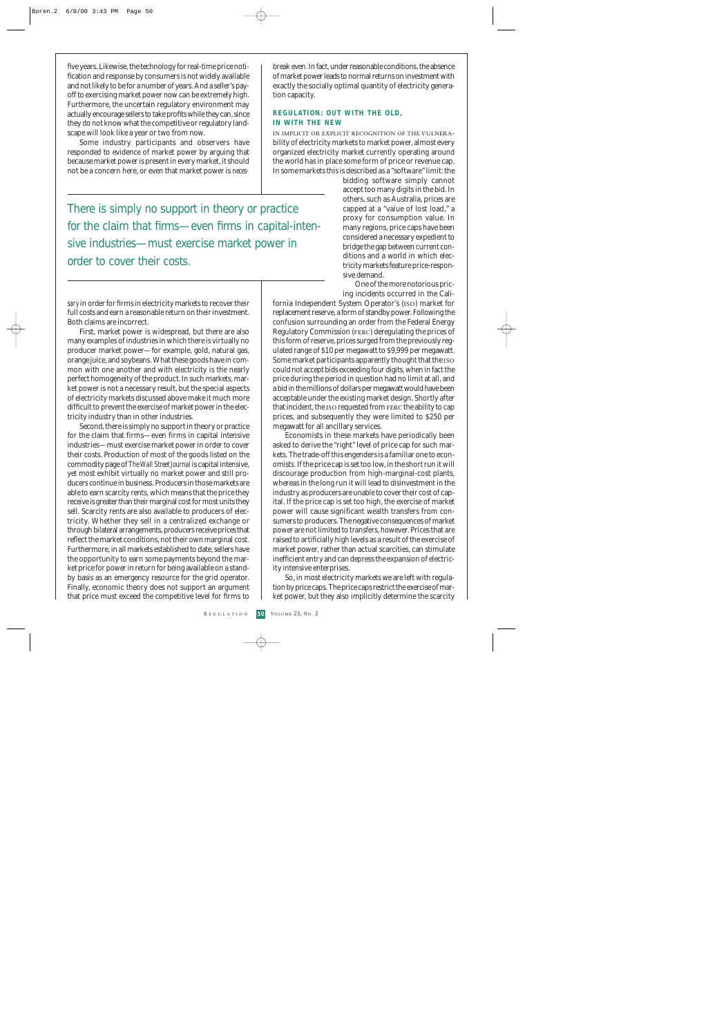five years. Likewise, the technology for real-time price notification and response by consumers is not widely available and not likely to be for a number of years. And a seller's payoff to exercising market power now can be extremely high. Furthermore, the uncertain regulatory environment may actually encourage sellers to take profits while they can, since they do not know what the competitive or regulatory landscape will look like a year or two from now.

Some industry participants and observers have responded to evidence of market power by arguing that because market power is present in every market, it should not be a concern here, or even that market power is *necessary* in order for firms in electricity markets to recover their full costs and earn a reasonable return on their investment. Both claims are incorrect.

First, market power is widespread, but there are also many examples of industries in which there is virtually no producer market power—for example, gold, natural gas, orange juice, and soybeans. What these goods have in common with one another and with electricity is the nearly perfect homogeneity of the product. In such markets, market power is not a necessary result, but the special aspects of electricity markets discussed above make it much more difficult to prevent the exercise of market power in the electricity industry than in other industries.

Second, there is simply no support in theory or practice for the claim that firms—even firms in capital intensive industries—must exercise market power in order to cover their costs. Production of most of the goods listed on the commodity page of *The Wall Street Journal* is capital intensive, yet most exhibit virtually no market power and still producers continue in business. Producers in those markets are able to earn scarcity rents, which means that the price they receive is greater than their marginal cost for most units they sell. Scarcity rents are also available to producers of electricity. Whether they sell in a centralized exchange or through bilateral arrangements, producers receive prices that reflect the market conditions, not their own marginal cost. Furthermore, in all markets established to date, sellers have the opportunity to earn some payments beyond the market price for power in return for being available on a standby basis as an emergency resource for the grid operator. Finally, economic theory does not support an argument that price must exceed the competitive level for firms to break even. In fact, under reasonable conditions, the absence of market power leads to normal returns on investment with exactly the socially optimal quantity of electricity generation capacity.

> There is simply no support in theory or practice for the claim that firms—even firms in capital-intensive industries—must exercise market power in order to cover their costs.

### REGULATION: OUT WITH THE OLD, IN WITH THE NEW

In implicit or explicit recognition of the vulnerability of electricity markets to market power, almost every organized electricity market currently operating around the world has in place some form of price or revenue cap. In some markets this is described as a "software" limit: the bidding software simply cannot accept too many digits in the bid. In others, such as Australia, prices are capped at a "value of lost load," a proxy for consumption value. In many regions, price caps have been considered a necessary expedient to bridge the gap between current conditions and a world in which electricity markets feature price-responsive demand.

One of the more notorious pricing incidents occurred in the California Independent System Operator's (ISO) market for replacement reserve, a form of standby power. Following the confusion surrounding an order from the Federal Energy Regulatory Commission (FERC) deregulating the prices of this form of reserve, prices surged from the previously regulated range of $10 per megawatt to $9,999 per megawatt. Some market participants apparently thought that the ISO could not accept bids exceeding four digits, when in fact the price during the period in question had no limit at all, and a bid in the millions of dollars per megawatt would have been acceptable under the existing market design. Shortly after that incident, the ISO requested from FERC the ability to cap prices, and subsequently they were limited to $250 per megawatt for all ancillary services.

Economists in these markets have periodically been asked to derive the "right" level of price cap for such markets. The trade-off this engenders is a familiar one to economists. If the price cap is set too low, in the short run it will discourage production from high-marginal-cost plants, whereas in the long run it will lead to disinvestment in the industry as producers are unable to cover their cost of capital. If the price cap is set too high, the exercise of market power will cause significant wealth transfers from consumers to producers. The negative consequences of market power are not limited to transfers, however. Prices that are raised to artificially high levels as a result of the exercise of market power, rather than actual scarcities, can stimulate inefficient entry and can depress the expansion of electricity intensive enterprises.

So, in most electricity markets we are left with regulation by price caps. The price caps restrict the exercise of market power, but they also implicitly determine the scarcity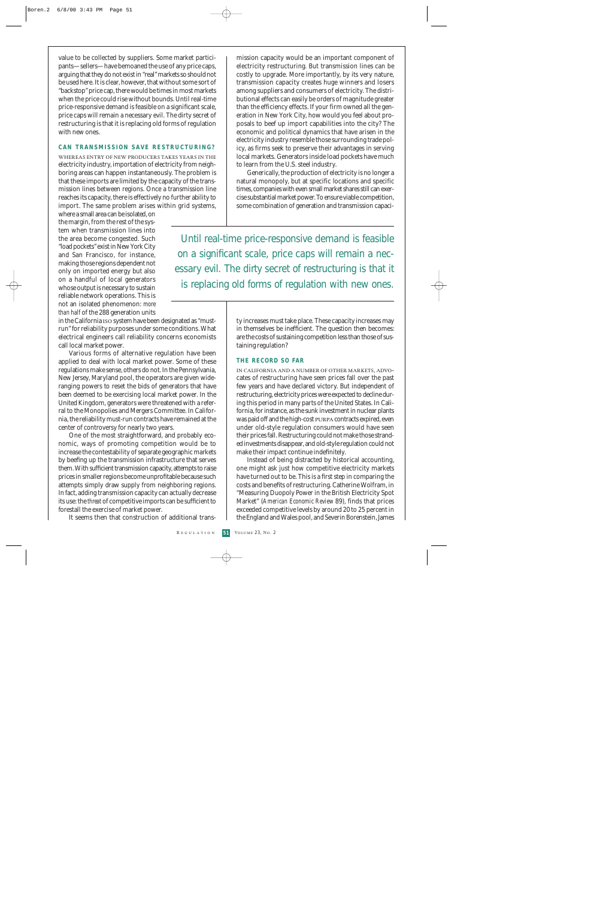value to be collected by suppliers. Some market participants—sellers—have bemoaned the use of any price caps, arguing that they do not exist in "real" markets so should not be used here. It is clear, however, that without some sort of "backstop" price cap, there would be times in most markets when the price could rise without bounds. Until real-time price-responsive demand is feasible on a significant scale, price caps will remain a necessary evil. The dirty secret of restructuring is that it is replacing old forms of regulation with new ones.

## CAN TRANSMISSION SAVE RESTRUCTURING?

WHEREAS ENTRY OF NEW PRODUCERS TAKES YEARS IN THE electricity industry, importation of electricity from neighboring areas can happen instantaneously. The problem is that these imports are limited by the capacity of the transmission lines between regions. Once a transmission line reaches its capacity, there is effectively no further ability to import. The same problem arises within grid systems, where a small area can be isolated, on the margin, from the rest of the system when transmission lines into the area become congested. Such "load pockets" exist in New York City and San Francisco, for instance, making those regions dependent not only on imported energy but also on a handful of local generators whose output is necessary to sustain reliable network operations. This is not an isolated phenomenon: *more than half* of the 288 generation units in the California ISO system have been designated as "must-run" for reliability purposes under some conditions. What electrical engineers call reliability concerns economists call local market power.

Various forms of alternative regulation have been applied to deal with local market power. Some of these regulations make sense, others do not. In the Pennsylvania, New Jersey, Maryland pool, the operators are given wide-ranging powers to reset the bids of generators that have been deemed to be exercising local market power. In the United Kingdom, generators were threatened with a referral to the Monopolies and Mergers Committee. In California, the reliability must-run contracts have remained at the center of controversy for nearly two years.

One of the most straightforward, and probably economic, ways of promoting competition would be to increase the contestability of separate geographic markets by beefing up the transmission infrastructure that serves them. With sufficient transmission capacity, attempts to raise prices in smaller regions become unprofitable because such attempts simply draw supply from neighboring regions. In fact, adding transmission capacity can actually decrease its use: the *threat* of competitive imports can be sufficient to forestall the exercise of market power.

It seems then that construction of additional transmission capacity would be an important component of electricity restructuring. But transmission lines can be costly to upgrade. More importantly, by its very nature, transmission capacity creates huge winners and losers among suppliers and consumers of electricity. The distributional effects can easily be orders of magnitude greater than the efficiency effects. If your firm owned all the generation in New York City, how would you feel about proposals to beef up import capabilities into the city? The economic and political dynamics that have arisen in the electricity industry resemble those surrounding trade policy, as firms seek to preserve their advantages in serving local markets. Generators inside load pockets have much to learn from the U.S. steel industry.

Generically, the production of electricity is no longer a natural monopoly, but at specific locations and specific times, companies with even small market shares still can exercise substantial market power. To ensure viable competition, some combination of generation and transmission capacity increases must take place. These capacity increases may in themselves be inefficient. The question then becomes: are the costs of sustaining competition less than those of sustaining regulation?

> Until real-time price-responsive demand is feasible on a significant scale, price caps will remain a necessary evil. The dirty secret of restructuring is that it is replacing old forms of regulation with new ones.

## THE RECORD SO FAR

IN CALIFORNIA AND A NUMBER OF OTHER MARKETS, ADVOCATES of restructuring have seen prices fall over the past few years and have declared victory. But independent of restructuring, electricity prices were expected to decline during this period in many parts of the United States. In California, for instance, as the sunk investment in nuclear plants was paid off and the high-cost PURPA contracts expired, even under old-style regulation consumers would have seen their prices fall. Restructuring could not make those stranded investments disappear, and old-style regulation could not make their impact continue indefinitely.

Instead of being distracted by historical accounting, one might ask just how competitive electricity markets have turned out to be. This is a first step in comparing the costs and benefits of restructuring. Catherine Wolfram, in "Measuring Duopoly Power in the British Electricity Spot Market" (*American Economic Review* 89), finds that prices exceeded competitive levels by around 20 to 25 percent in the England and Wales pool, and Severin Borenstein, James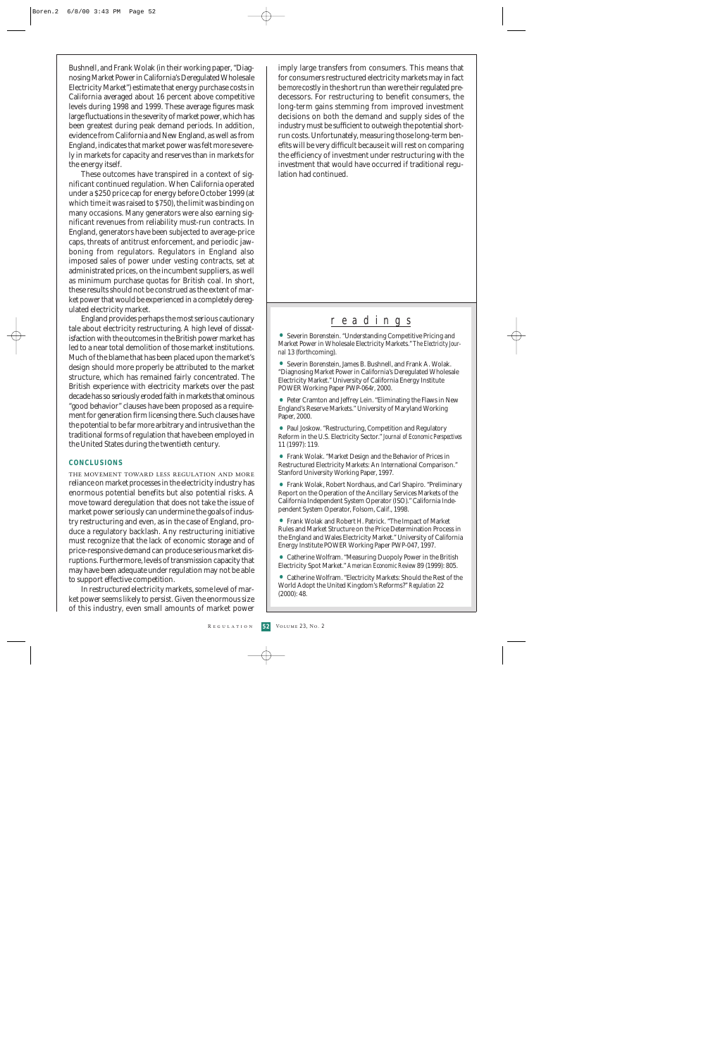Bushnell, and Frank Wolak (in their working paper, "Diagnosing Market Power in California's Deregulated Wholesale Electricity Market") estimate that energy purchase costs in California averaged about 16 percent above competitive levels during 1998 and 1999. These average figures mask large fluctuations in the severity of market power, which has been greatest during peak demand periods. In addition, evidence from California and New England, as well as from England, indicates that market power was felt more severely in markets for capacity and reserves than in markets for the energy itself.

These outcomes have transpired in a context of significant continued regulation. When California operated under a $250 price cap for energy before October 1999 (at which time it was raised to $750), the limit was binding on many occasions. Many generators were also earning significant revenues from reliability must-run contracts. In England, generators have been subjected to average-price caps, threats of antitrust enforcement, and periodic jawboning from regulators. Regulators in England also imposed sales of power under vesting contracts, set at administrated prices, on the incumbent suppliers, as well as minimum purchase quotas for British coal. In short, these results should not be construed as the extent of market power that would be experienced in a completely deregulated electricity market.

England provides perhaps the most serious cautionary tale about electricity restructuring. A high level of dissatisfaction with the outcomes in the British power market has led to a near total demolition of those market institutions. Much of the blame that has been placed upon the market's design should more properly be attributed to the market structure, which has remained fairly concentrated. The British experience with electricity markets over the past decade has so seriously eroded faith in markets that ominous "good behavior" clauses have been proposed as a requirement for generation firm licensing there. Such clauses have the potential to be far more arbitrary and intrusive than the traditional forms of regulation that have been employed in the United States during the twentieth century.

## CONCLUSIONS

THE MOVEMENT TOWARD LESS REGULATION AND MORE reliance on market processes in the electricity industry has enormous potential benefits but also potential risks. A move toward deregulation that does not take the issue of market power seriously can undermine the goals of industry restructuring and even, as in the case of England, produce a regulatory backlash. Any restructuring initiative must recognize that the lack of economic storage and of price-responsive demand can produce serious market disruptions. Furthermore, levels of transmission capacity that may have been adequate under regulation may not be able to support effective competition.

In restructured electricity markets, some level of market power seems likely to persist. Given the enormous size of this industry, even small amounts of market power imply large transfers from consumers. This means that for consumers restructured electricity markets may in fact be *more* costly in the short run than were their regulated predecessors. For restructuring to benefit consumers, the long-term gains stemming from improved investment decisions on both the demand and supply sides of the industry must be sufficient to outweigh the potential short-run costs. Unfortunately, measuring those long-term benefits will be very difficult because it will rest on comparing the efficiency of investment under restructuring with the investment that would have occurred if traditional regulation had continued.

## readings

- Severin Borenstein. "Understanding Competitive Pricing and Market Power in Wholesale Electricity Markets." *The Electricity Journal* 13 (forthcoming).
- Severin Borenstein, James B. Bushnell, and Frank A. Wolak. "Diagnosing Market Power in California's Deregulated Wholesale Electricity Market." University of California Energy Institute POWER Working Paper PWP-064r, 2000.
- Peter Cramton and Jeffrey Lein. "Eliminating the Flaws in New England's Reserve Markets." University of Maryland Working Paper, 2000.
- Paul Joskow. "Restructuring, Competition and Regulatory Reform in the U.S. Electricity Sector." *Journal of Economic Perspectives* 11 (1997): 119.
- Frank Wolak. "Market Design and the Behavior of Prices in Restructured Electricity Markets: An International Comparison." Stanford University Working Paper, 1997.
- Frank Wolak, Robert Nordhaus, and Carl Shapiro. "Preliminary Report on the Operation of the Ancillary Services Markets of the California Independent System Operator (ISO)." California Independent System Operator, Folsom, Calif., 1998.
- Frank Wolak and Robert H. Patrick. "The Impact of Market Rules and Market Structure on the Price Determination Process in the England and Wales Electricity Market." University of California Energy Institute POWER Working Paper PWP-047, 1997.
- Catherine Wolfram. "Measuring Duopoly Power in the British Electricity Spot Market." *American Economic Review* 89 (1999): 805.
- Catherine Wolfram. "Electricity Markets: Should the Rest of the World Adopt the United Kingdom's Reforms?" *Regulation* 22 (2000): 48.